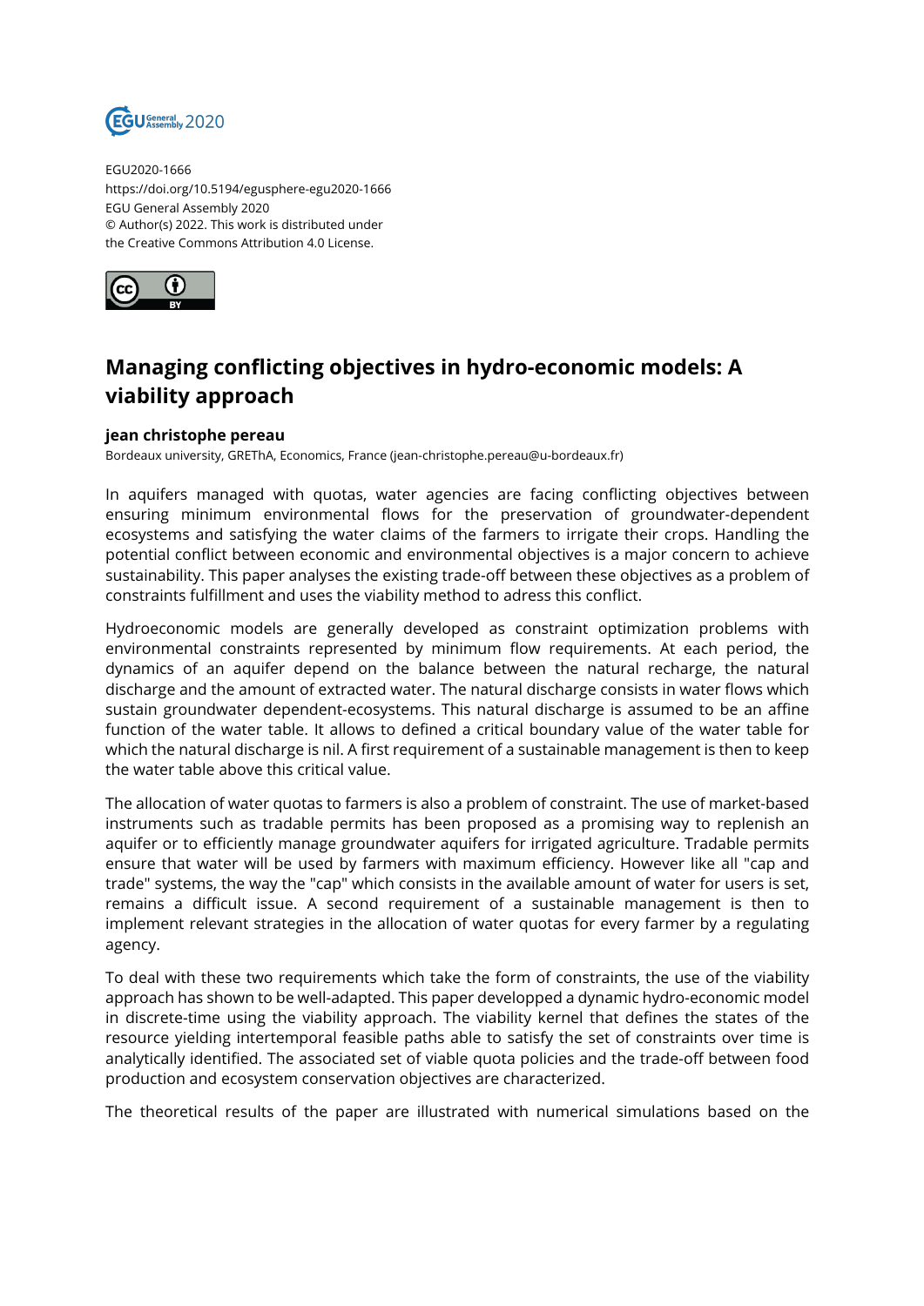EGU2020-1666
https://doi.org/10.5194/egusphere-egu2020-1666
EGU General Assembly 2020
© Author(s) 2022. This work is distributed under
the Creative Commons Attribution 4.0 License.

# Managing conflicting objectives in hydro-economic models: A viability approach

**jean christophe pereau**
Bordeaux university, GREThA, Economics, France (jean-christophe.pereau@u-bordeaux.fr)

In aquifers managed with quotas, water agencies are facing conflicting objectives between ensuring minimum environmental flows for the preservation of groundwater-dependent ecosystems and satisfying the water claims of the farmers to irrigate their crops. Handling the potential conflict between economic and environmental objectives is a major concern to achieve sustainability. This paper analyses the existing trade-off between these objectives as a problem of constraints fulfillment and uses the viability method to adress this conflict.

Hydroeconomic models are generally developed as constraint optimization problems with environmental constraints represented by minimum flow requirements. At each period, the dynamics of an aquifer depend on the balance between the natural recharge, the natural discharge and the amount of extracted water. The natural discharge consists in water flows which sustain groundwater dependent-ecosystems. This natural discharge is assumed to be an affine function of the water table. It allows to defined a critical boundary value of the water table for which the natural discharge is nil. A first requirement of a sustainable management is then to keep the water table above this critical value.

The allocation of water quotas to farmers is also a problem of constraint. The use of market-based instruments such as tradable permits has been proposed as a promising way to replenish an aquifer or to efficiently manage groundwater aquifers for irrigated agriculture. Tradable permits ensure that water will be used by farmers with maximum efficiency. However like all "cap and trade" systems, the way the "cap" which consists in the available amount of water for users is set, remains a difficult issue. A second requirement of a sustainable management is then to implement relevant strategies in the allocation of water quotas for every farmer by a regulating agency.

To deal with these two requirements which take the form of constraints, the use of the viability approach has shown to be well-adapted. This paper developped a dynamic hydro-economic model in discrete-time using the viability approach. The viability kernel that defines the states of the resource yielding intertemporal feasible paths able to satisfy the set of constraints over time is analytically identified. The associated set of viable quota policies and the trade-off between food production and ecosystem conservation objectives are characterized.

The theoretical results of the paper are illustrated with numerical simulations based on the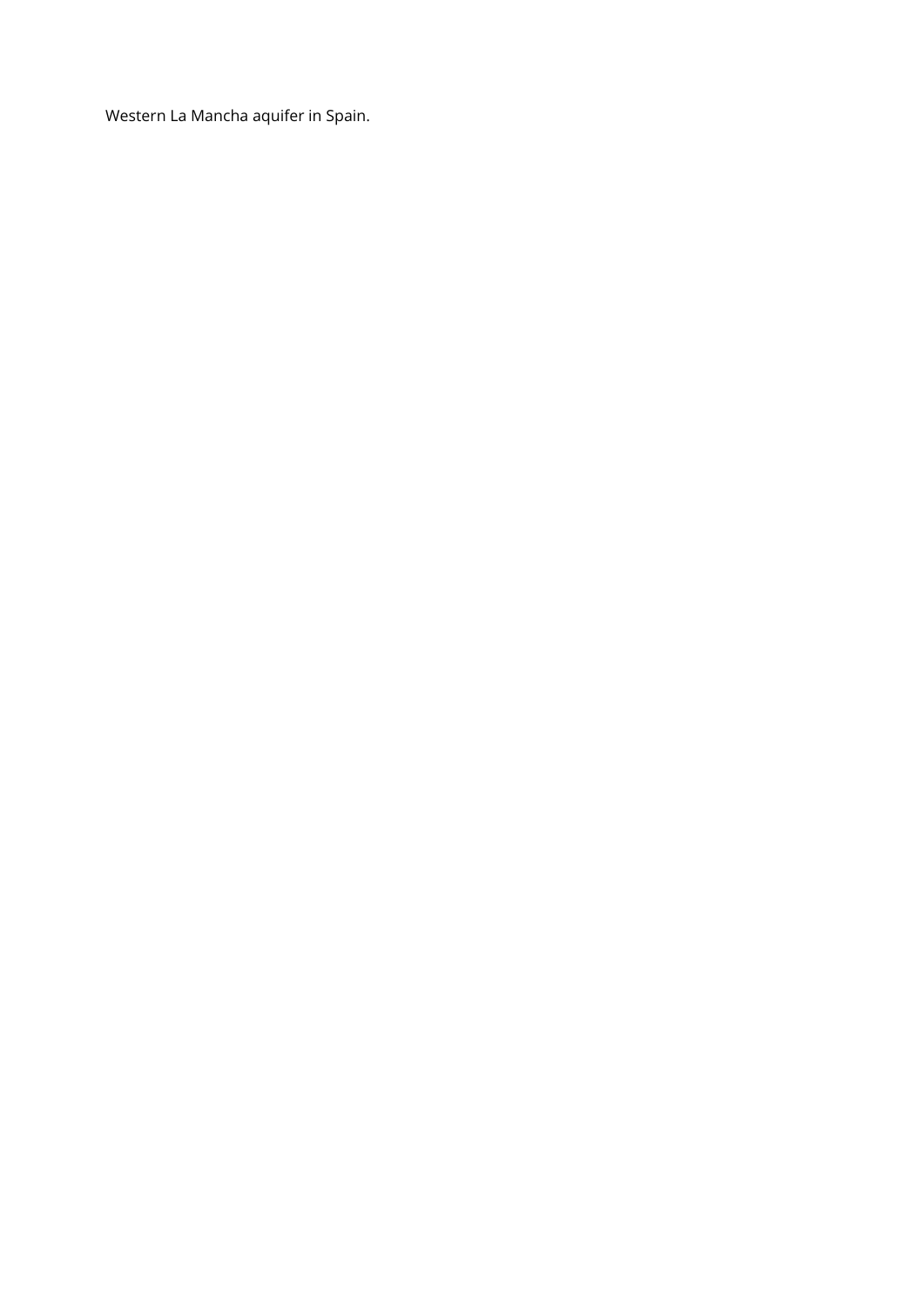Western La Mancha aquifer in Spain.